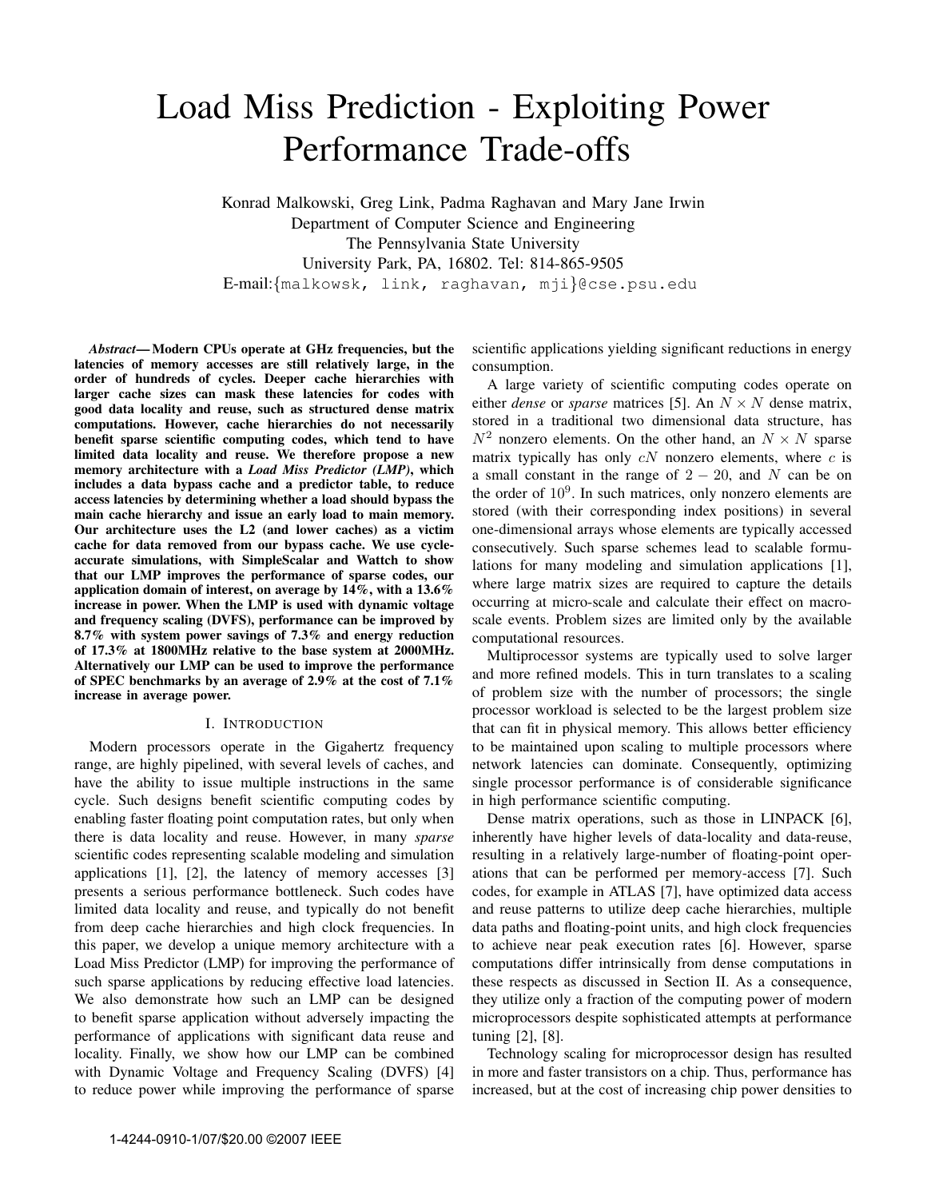# Load Miss Prediction - Exploiting Power Performance Trade-offs

Konrad Malkowski, Greg Link, Padma Raghavan and Mary Jane Irwin
Department of Computer Science and Engineering
The Pennsylvania State University
University Park, PA, 16802. Tel: 814-865-9505
E-mail:{malkowsk, link, raghavan, mji}@cse.psu.edu

***Abstract*— Modern CPUs operate at GHz frequencies, but the latencies of memory accesses are still relatively large, in the order of hundreds of cycles. Deeper cache hierarchies with larger cache sizes can mask these latencies for codes with good data locality and reuse, such as structured dense matrix computations. However, cache hierarchies do not necessarily benefit sparse scientific computing codes, which tend to have limited data locality and reuse. We therefore propose a new memory architecture with a *Load Miss Predictor (LMP)*, which includes a data bypass cache and a predictor table, to reduce access latencies by determining whether a load should bypass the main cache hierarchy and issue an early load to main memory. Our architecture uses the L2 (and lower caches) as a victim cache for data removed from our bypass cache. We use cycle-accurate simulations, with SimpleScalar and Wattch to show that our LMP improves the performance of sparse codes, our application domain of interest, on average by 14%, with a 13.6% increase in power. When the LMP is used with dynamic voltage and frequency scaling (DVFS), performance can be improved by 8.7% with system power savings of 7.3% and energy reduction of 17.3% at 1800MHz relative to the base system at 2000MHz. Alternatively our LMP can be used to improve the performance of SPEC benchmarks by an average of 2.9% at the cost of 7.1% increase in average power.**

## I. Introduction

Modern processors operate in the Gigahertz frequency range, are highly pipelined, with several levels of caches, and have the ability to issue multiple instructions in the same cycle. Such designs benefit scientific computing codes by enabling faster floating point computation rates, but only when there is data locality and reuse. However, in many *sparse* scientific codes representing scalable modeling and simulation applications [1], [2], the latency of memory accesses [3] presents a serious performance bottleneck. Such codes have limited data locality and reuse, and typically do not benefit from deep cache hierarchies and high clock frequencies. In this paper, we develop a unique memory architecture with a Load Miss Predictor (LMP) for improving the performance of such sparse applications by reducing effective load latencies. We also demonstrate how such an LMP can be designed to benefit sparse application without adversely impacting the performance of applications with significant data reuse and locality. Finally, we show how our LMP can be combined with Dynamic Voltage and Frequency Scaling (DVFS) [4] to reduce power while improving the performance of sparse scientific applications yielding significant reductions in energy consumption.

A large variety of scientific computing codes operate on either *dense* or *sparse* matrices [5]. An $N \times N$ dense matrix, stored in a traditional two dimensional data structure, has $N^2$ nonzero elements. On the other hand, an $N \times N$ sparse matrix typically has only $cN$ nonzero elements, where $c$ is a small constant in the range of $2 - 20$, and $N$ can be on the order of $10^9$. In such matrices, only nonzero elements are stored (with their corresponding index positions) in several one-dimensional arrays whose elements are typically accessed consecutively. Such sparse schemes lead to scalable formulations for many modeling and simulation applications [1], where large matrix sizes are required to capture the details occurring at micro-scale and calculate their effect on macro-scale events. Problem sizes are limited only by the available computational resources.

Multiprocessor systems are typically used to solve larger and more refined models. This in turn translates to a scaling of problem size with the number of processors; the single processor workload is selected to be the largest problem size that can fit in physical memory. This allows better efficiency to be maintained upon scaling to multiple processors where network latencies can dominate. Consequently, optimizing single processor performance is of considerable significance in high performance scientific computing.

Dense matrix operations, such as those in LINPACK [6], inherently have higher levels of data-locality and data-reuse, resulting in a relatively large-number of floating-point operations that can be performed per memory-access [7]. Such codes, for example in ATLAS [7], have optimized data access and reuse patterns to utilize deep cache hierarchies, multiple data paths and floating-point units, and high clock frequencies to achieve near peak execution rates [6]. However, sparse computations differ intrinsically from dense computations in these respects as discussed in Section II. As a consequence, they utilize only a fraction of the computing power of modern microprocessors despite sophisticated attempts at performance tuning [2], [8].

Technology scaling for microprocessor design has resulted in more and faster transistors on a chip. Thus, performance has increased, but at the cost of increasing chip power densities to

1-4244-0910-1/07/$20.00 ©2007 IEEE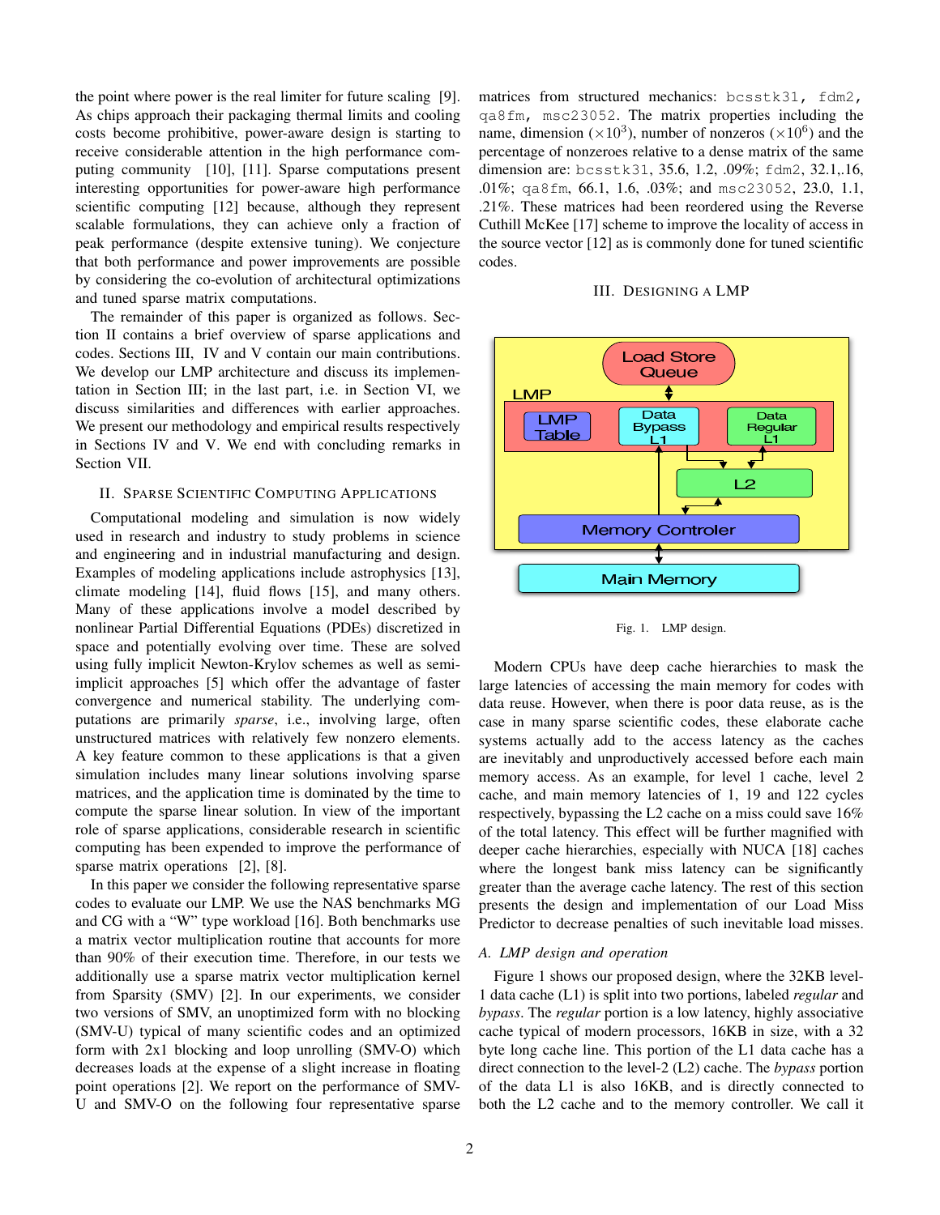the point where power is the real limiter for future scaling [9]. As chips approach their packaging thermal limits and cooling costs become prohibitive, power-aware design is starting to receive considerable attention in the high performance computing community [10], [11]. Sparse computations present interesting opportunities for power-aware high performance scientific computing [12] because, although they represent scalable formulations, they can achieve only a fraction of peak performance (despite extensive tuning). We conjecture that both performance and power improvements are possible by considering the co-evolution of architectural optimizations and tuned sparse matrix computations.

The remainder of this paper is organized as follows. Section II contains a brief overview of sparse applications and codes. Sections III, IV and V contain our main contributions. We develop our LMP architecture and discuss its implementation in Section III; in the last part, i.e. in Section VI, we discuss similarities and differences with earlier approaches. We present our methodology and empirical results respectively in Sections IV and V. We end with concluding remarks in Section VII.

## II. Sparse Scientific Computing Applications

Computational modeling and simulation is now widely used in research and industry to study problems in science and engineering and in industrial manufacturing and design. Examples of modeling applications include astrophysics [13], climate modeling [14], fluid flows [15], and many others. Many of these applications involve a model described by nonlinear Partial Differential Equations (PDEs) discretized in space and potentially evolving over time. These are solved using fully implicit Newton-Krylov schemes as well as semi-implicit approaches [5] which offer the advantage of faster convergence and numerical stability. The underlying computations are primarily *sparse*, i.e., involving large, often unstructured matrices with relatively few nonzero elements. A key feature common to these applications is that a given simulation includes many linear solutions involving sparse matrices, and the application time is dominated by the time to compute the sparse linear solution. In view of the important role of sparse applications, considerable research in scientific computing has been expended to improve the performance of sparse matrix operations [2], [8].

In this paper we consider the following representative sparse codes to evaluate our LMP. We use the NAS benchmarks MG and CG with a "W" type workload [16]. Both benchmarks use a matrix vector multiplication routine that accounts for more than 90% of their execution time. Therefore, in our tests we additionally use a sparse matrix vector multiplication kernel from Sparsity (SMV) [2]. In our experiments, we consider two versions of SMV, an unoptimized form with no blocking (SMV-U) typical of many scientific codes and an optimized form with 2x1 blocking and loop unrolling (SMV-O) which decreases loads at the expense of a slight increase in floating point operations [2]. We report on the performance of SMV-U and SMV-O on the following four representative sparse matrices from structured mechanics: `bcsstk31`, `fdm2`, `qa8fm`, `msc23052`. The matrix properties including the name, dimension ($\times 10^3$), number of nonzeros ($\times 10^6$) and the percentage of nonzeroes relative to a dense matrix of the same dimension are: `bcsstk31`, 35.6, 1.2, .09%; `fdm2`, 32.1,.16, .01%; `qa8fm`, 66.1, 1.6, .03%; and `msc23052`, 23.0, 1.1, .21%. These matrices had been reordered using the Reverse Cuthill McKee [17] scheme to improve the locality of access in the source vector [12] as is commonly done for tuned scientific codes.

## III. Designing a LMP

Fig. 1. LMP design.

Modern CPUs have deep cache hierarchies to mask the large latencies of accessing the main memory for codes with data reuse. However, when there is poor data reuse, as is the case in many sparse scientific codes, these elaborate cache systems actually add to the access latency as the caches are inevitably and unproductively accessed before each main memory access. As an example, for level 1 cache, level 2 cache, and main memory latencies of 1, 19 and 122 cycles respectively, bypassing the L2 cache on a miss could save 16% of the total latency. This effect will be further magnified with deeper cache hierarchies, especially with NUCA [18] caches where the longest bank miss latency can be significantly greater than the average cache latency. The rest of this section presents the design and implementation of our Load Miss Predictor to decrease penalties of such inevitable load misses.

### A. LMP design and operation

Figure 1 shows our proposed design, where the 32KB level-1 data cache (L1) is split into two portions, labeled *regular* and *bypass*. The *regular* portion is a low latency, highly associative cache typical of modern processors, 16KB in size, with a 32 byte long cache line. This portion of the L1 data cache has a direct connection to the level-2 (L2) cache. The *bypass* portion of the data L1 is also 16KB, and is directly connected to both the L2 cache and to the memory controller. We call it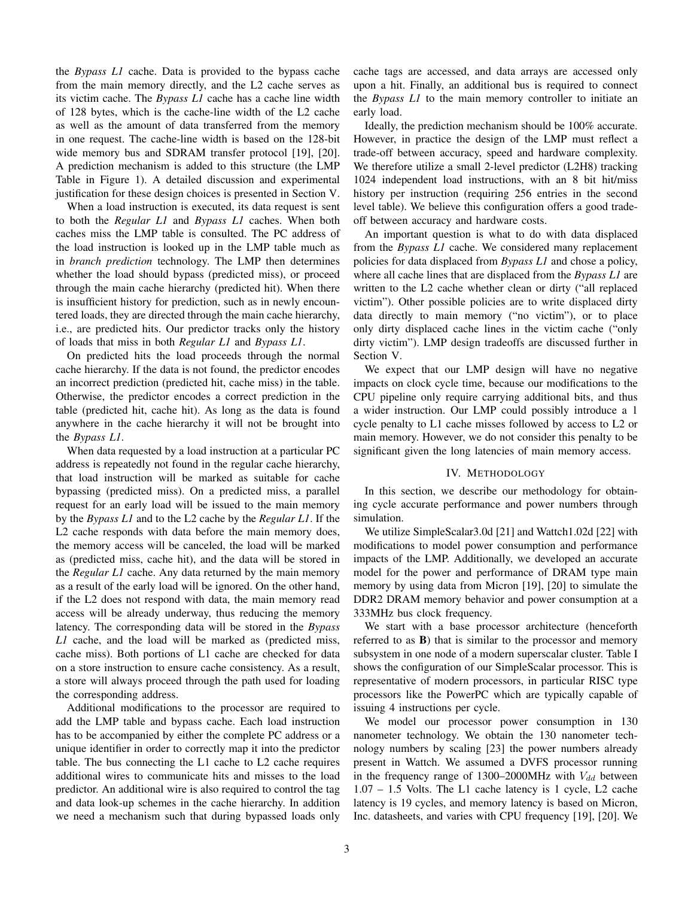the *Bypass L1* cache. Data is provided to the bypass cache from the main memory directly, and the L2 cache serves as its victim cache. The *Bypass L1* cache has a cache line width of 128 bytes, which is the cache-line width of the L2 cache as well as the amount of data transferred from the memory in one request. The cache-line width is based on the 128-bit wide memory bus and SDRAM transfer protocol [19], [20]. A prediction mechanism is added to this structure (the LMP Table in Figure 1). A detailed discussion and experimental justification for these design choices is presented in Section V.

When a load instruction is executed, its data request is sent to both the *Regular L1* and *Bypass L1* caches. When both caches miss the LMP table is consulted. The PC address of the load instruction is looked up in the LMP table much as in *branch prediction* technology. The LMP then determines whether the load should bypass (predicted miss), or proceed through the main cache hierarchy (predicted hit). When there is insufficient history for prediction, such as in newly encountered loads, they are directed through the main cache hierarchy, i.e., are predicted hits. Our predictor tracks only the history of loads that miss in both *Regular L1* and *Bypass L1*.

On predicted hits the load proceeds through the normal cache hierarchy. If the data is not found, the predictor encodes an incorrect prediction (predicted hit, cache miss) in the table. Otherwise, the predictor encodes a correct prediction in the table (predicted hit, cache hit). As long as the data is found anywhere in the cache hierarchy it will not be brought into the *Bypass L1*.

When data requested by a load instruction at a particular PC address is repeatedly not found in the regular cache hierarchy, that load instruction will be marked as suitable for cache bypassing (predicted miss). On a predicted miss, a parallel request for an early load will be issued to the main memory by the *Bypass L1* and to the L2 cache by the *Regular L1*. If the L2 cache responds with data before the main memory does, the memory access will be canceled, the load will be marked as (predicted miss, cache hit), and the data will be stored in the *Regular L1* cache. Any data returned by the main memory as a result of the early load will be ignored. On the other hand, if the L2 does not respond with data, the main memory read access will be already underway, thus reducing the memory latency. The corresponding data will be stored in the *Bypass L1* cache, and the load will be marked as (predicted miss, cache miss). Both portions of L1 cache are checked for data on a store instruction to ensure cache consistency. As a result, a store will always proceed through the path used for loading the corresponding address.

Additional modifications to the processor are required to add the LMP table and bypass cache. Each load instruction has to be accompanied by either the complete PC address or a unique identifier in order to correctly map it into the predictor table. The bus connecting the L1 cache to L2 cache requires additional wires to communicate hits and misses to the load predictor. An additional wire is also required to control the tag and data look-up schemes in the cache hierarchy. In addition we need a mechanism such that during bypassed loads only cache tags are accessed, and data arrays are accessed only upon a hit. Finally, an additional bus is required to connect the *Bypass L1* to the main memory controller to initiate an early load.

Ideally, the prediction mechanism should be 100% accurate. However, in practice the design of the LMP must reflect a trade-off between accuracy, speed and hardware complexity. We therefore utilize a small 2-level predictor (L2H8) tracking 1024 independent load instructions, with an 8 bit hit/miss history per instruction (requiring 256 entries in the second level table). We believe this configuration offers a good trade-off between accuracy and hardware costs.

An important question is what to do with data displaced from the *Bypass L1* cache. We considered many replacement policies for data displaced from *Bypass L1* and chose a policy, where all cache lines that are displaced from the *Bypass L1* are written to the L2 cache whether clean or dirty ("all replaced victim"). Other possible policies are to write displaced dirty data directly to main memory ("no victim"), or to place only dirty displaced cache lines in the victim cache ("only dirty victim"). LMP design tradeoffs are discussed further in Section V.

We expect that our LMP design will have no negative impacts on clock cycle time, because our modifications to the CPU pipeline only require carrying additional bits, and thus a wider instruction. Our LMP could possibly introduce a 1 cycle penalty to L1 cache misses followed by access to L2 or main memory. However, we do not consider this penalty to be significant given the long latencies of main memory access.

## IV. Methodology

In this section, we describe our methodology for obtaining cycle accurate performance and power numbers through simulation.

We utilize SimpleScalar3.0d [21] and Wattch1.02d [22] with modifications to model power consumption and performance impacts of the LMP. Additionally, we developed an accurate model for the power and performance of DRAM type main memory by using data from Micron [19], [20] to simulate the DDR2 DRAM memory behavior and power consumption at a 333MHz bus clock frequency.

We start with a base processor architecture (henceforth referred to as **B**) that is similar to the processor and memory subsystem in one node of a modern superscalar cluster. Table I shows the configuration of our SimpleScalar processor. This is representative of modern processors, in particular RISC type processors like the PowerPC which are typically capable of issuing 4 instructions per cycle.

We model our processor power consumption in 130 nanometer technology. We obtain the 130 nanometer technology numbers by scaling [23] the power numbers already present in Wattch. We assumed a DVFS processor running in the frequency range of 1300–2000MHz with $V_{dd}$ between 1.07 – 1.5 Volts. The L1 cache latency is 1 cycle, L2 cache latency is 19 cycles, and memory latency is based on Micron, Inc. datasheets, and varies with CPU frequency [19], [20]. We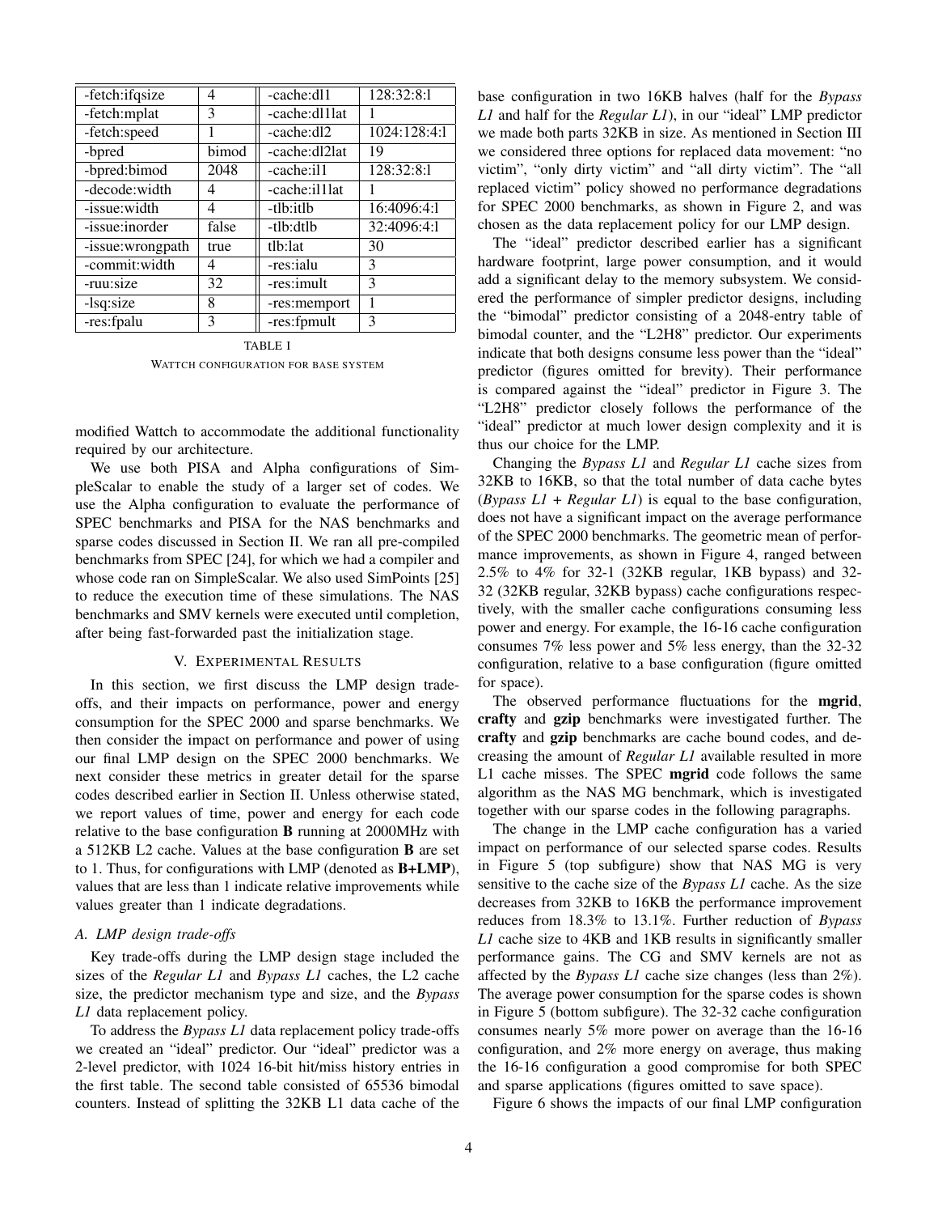| -fetch:ifqsize | 4 | -cache:dl1 | 128:32:8:l |
|---|---|---|---|
| -fetch:mplat | 3 | -cache:dl1lat | 1 |
| -fetch:speed | 1 | -cache:dl2 | 1024:128:4:l |
| -bpred | bimod | -cache:dl2lat | 19 |
| -bpred:bimod | 2048 | -cache:il1 | 128:32:8:l |
| -decode:width | 4 | -cache:il1lat | 1 |
| -issue:width | 4 | -tlb:itlb | 16:4096:4:l |
| -issue:inorder | false | -tlb:dtlb | 32:4096:4:l |
| -issue:wrongpath | true | tlb:lat | 30 |
| -commit:width | 4 | -res:ialu | 3 |
| -ruu:size | 32 | -res:imult | 3 |
| -lsq:size | 8 | -res:memport | 1 |
| -res:fpalu | 3 | -res:fpmult | 3 |

TABLE I

WATTCH CONFIGURATION FOR BASE SYSTEM

modified Wattch to accommodate the additional functionality required by our architecture.

We use both PISA and Alpha configurations of SimpleScalar to enable the study of a larger set of codes. We use the Alpha configuration to evaluate the performance of SPEC benchmarks and PISA for the NAS benchmarks and sparse codes discussed in Section II. We ran all pre-compiled benchmarks from SPEC [24], for which we had a compiler and whose code ran on SimpleScalar. We also used SimPoints [25] to reduce the execution time of these simulations. The NAS benchmarks and SMV kernels were executed until completion, after being fast-forwarded past the initialization stage.

## V. EXPERIMENTAL RESULTS

In this section, we first discuss the LMP design trade-offs, and their impacts on performance, power and energy consumption for the SPEC 2000 and sparse benchmarks. We then consider the impact on performance and power of using our final LMP design on the SPEC 2000 benchmarks. We next consider these metrics in greater detail for the sparse codes described earlier in Section II. Unless otherwise stated, we report values of time, power and energy for each code relative to the base configuration **B** running at 2000MHz with a 512KB L2 cache. Values at the base configuration **B** are set to 1. Thus, for configurations with LMP (denoted as **B+LMP**), values that are less than 1 indicate relative improvements while values greater than 1 indicate degradations.

### *A. LMP design trade-offs*

Key trade-offs during the LMP design stage included the sizes of the *Regular L1* and *Bypass L1* caches, the L2 cache size, the predictor mechanism type and size, and the *Bypass L1* data replacement policy.

To address the *Bypass L1* data replacement policy trade-offs we created an "ideal" predictor. Our "ideal" predictor was a 2-level predictor, with 1024 16-bit hit/miss history entries in the first table. The second table consisted of 65536 bimodal counters. Instead of splitting the 32KB L1 data cache of the base configuration in two 16KB halves (half for the *Bypass L1* and half for the *Regular L1*), in our "ideal" LMP predictor we made both parts 32KB in size. As mentioned in Section III we considered three options for replaced data movement: "no victim", "only dirty victim" and "all dirty victim". The "all replaced victim" policy showed no performance degradations for SPEC 2000 benchmarks, as shown in Figure 2, and was chosen as the data replacement policy for our LMP design.

The "ideal" predictor described earlier has a significant hardware footprint, large power consumption, and it would add a significant delay to the memory subsystem. We considered the performance of simpler predictor designs, including the "bimodal" predictor consisting of a 2048-entry table of bimodal counter, and the "L2H8" predictor. Our experiments indicate that both designs consume less power than the "ideal" predictor (figures omitted for brevity). Their performance is compared against the "ideal" predictor in Figure 3. The "L2H8" predictor closely follows the performance of the "ideal" predictor at much lower design complexity and it is thus our choice for the LMP.

Changing the *Bypass L1* and *Regular L1* cache sizes from 32KB to 16KB, so that the total number of data cache bytes (*Bypass L1 + Regular L1*) is equal to the base configuration, does not have a significant impact on the average performance of the SPEC 2000 benchmarks. The geometric mean of performance improvements, as shown in Figure 4, ranged between 2.5% to 4% for 32-1 (32KB regular, 1KB bypass) and 32-32 (32KB regular, 32KB bypass) cache configurations respectively, with the smaller cache configurations consuming less power and energy. For example, the 16-16 cache configuration consumes 7% less power and 5% less energy, than the 32-32 configuration, relative to a base configuration (figure omitted for space).

The observed performance fluctuations for the **mgrid**, **crafty** and **gzip** benchmarks were investigated further. The **crafty** and **gzip** benchmarks are cache bound codes, and decreasing the amount of *Regular L1* available resulted in more L1 cache misses. The SPEC **mgrid** code follows the same algorithm as the NAS MG benchmark, which is investigated together with our sparse codes in the following paragraphs.

The change in the LMP cache configuration has a varied impact on performance of our selected sparse codes. Results in Figure 5 (top subfigure) show that NAS MG is very sensitive to the cache size of the *Bypass L1* cache. As the size decreases from 32KB to 16KB the performance improvement reduces from 18.3% to 13.1%. Further reduction of *Bypass L1* cache size to 4KB and 1KB results in significantly smaller performance gains. The CG and SMV kernels are not as affected by the *Bypass L1* cache size changes (less than 2%). The average power consumption for the sparse codes is shown in Figure 5 (bottom subfigure). The 32-32 cache configuration consumes nearly 5% more power on average than the 16-16 configuration, and 2% more energy on average, thus making the 16-16 configuration a good compromise for both SPEC and sparse applications (figures omitted to save space).

Figure 6 shows the impacts of our final LMP configuration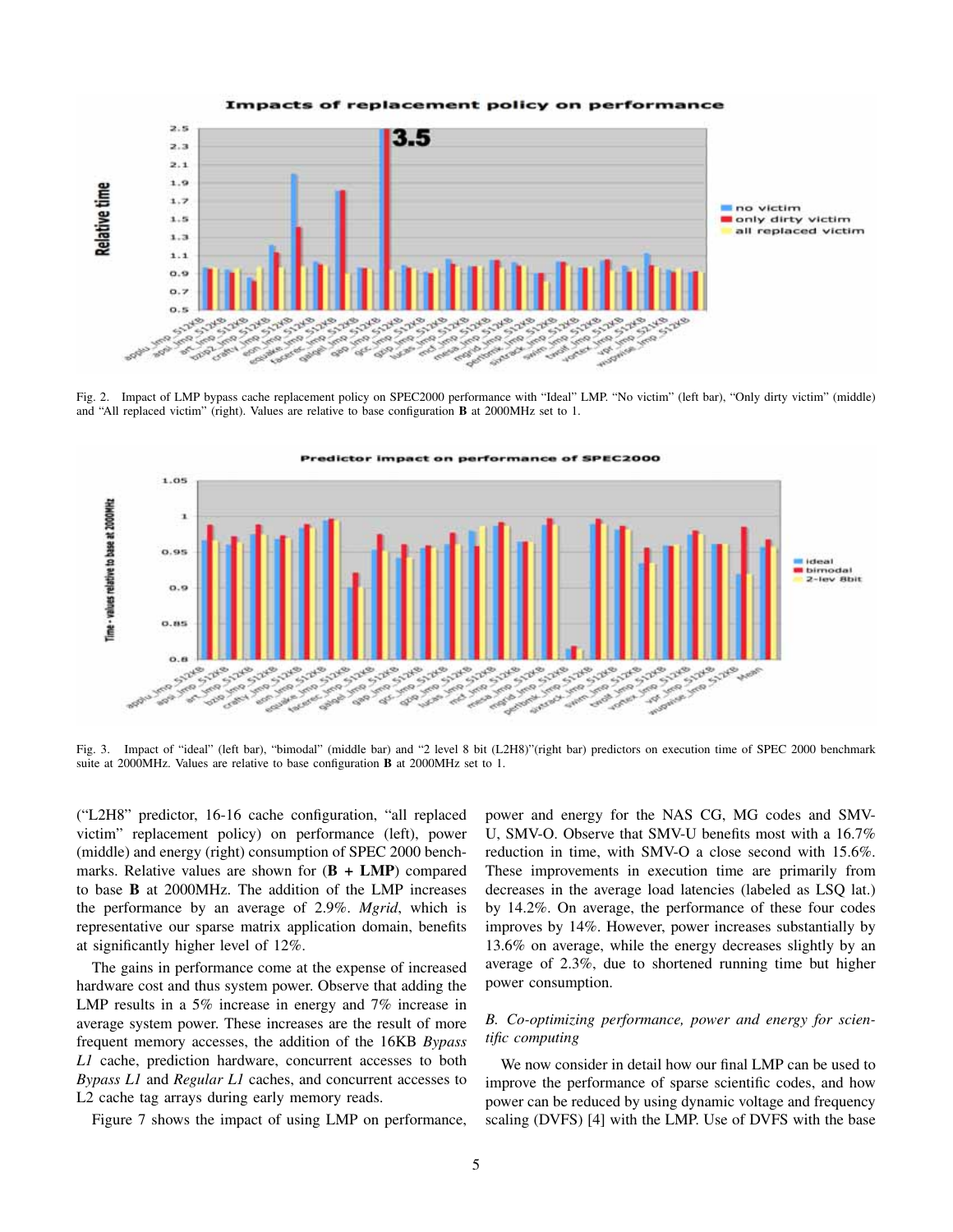Fig. 2. Impact of LMP bypass cache replacement policy on SPEC2000 performance with "Ideal" LMP. "No victim" (left bar), "Only dirty victim" (middle) and "All replaced victim" (right). Values are relative to base configuration **B** at 2000MHz set to 1.

Fig. 3. Impact of "ideal" (left bar), "bimodal" (middle bar) and "2 level 8 bit (L2H8)"(right bar) predictors on execution time of SPEC 2000 benchmark suite at 2000MHz. Values are relative to base configuration **B** at 2000MHz set to 1.

("L2H8" predictor, 16-16 cache configuration, "all replaced victim" replacement policy) on performance (left), power (middle) and energy (right) consumption of SPEC 2000 benchmarks. Relative values are shown for (**B + LMP**) compared to base **B** at 2000MHz. The addition of the LMP increases the performance by an average of 2.9%. *Mgrid*, which is representative our sparse matrix application domain, benefits at significantly higher level of 12%.

The gains in performance come at the expense of increased hardware cost and thus system power. Observe that adding the LMP results in a 5% increase in energy and 7% increase in average system power. These increases are the result of more frequent memory accesses, the addition of the 16KB *Bypass L1* cache, prediction hardware, concurrent accesses to both *Bypass L1* and *Regular L1* caches, and concurrent accesses to L2 cache tag arrays during early memory reads.

Figure 7 shows the impact of using LMP on performance, power and energy for the NAS CG, MG codes and SMV-U, SMV-O. Observe that SMV-U benefits most with a 16.7% reduction in time, with SMV-O a close second with 15.6%. These improvements in execution time are primarily from decreases in the average load latencies (labeled as LSQ lat.) by 14.2%. On average, the performance of these four codes improves by 14%. However, power increases substantially by 13.6% on average, while the energy decreases slightly by an average of 2.3%, due to shortened running time but higher power consumption.

### B. Co-optimizing performance, power and energy for scientific computing

We now consider in detail how our final LMP can be used to improve the performance of sparse scientific codes, and how power can be reduced by using dynamic voltage and frequency scaling (DVFS) [4] with the LMP. Use of DVFS with the base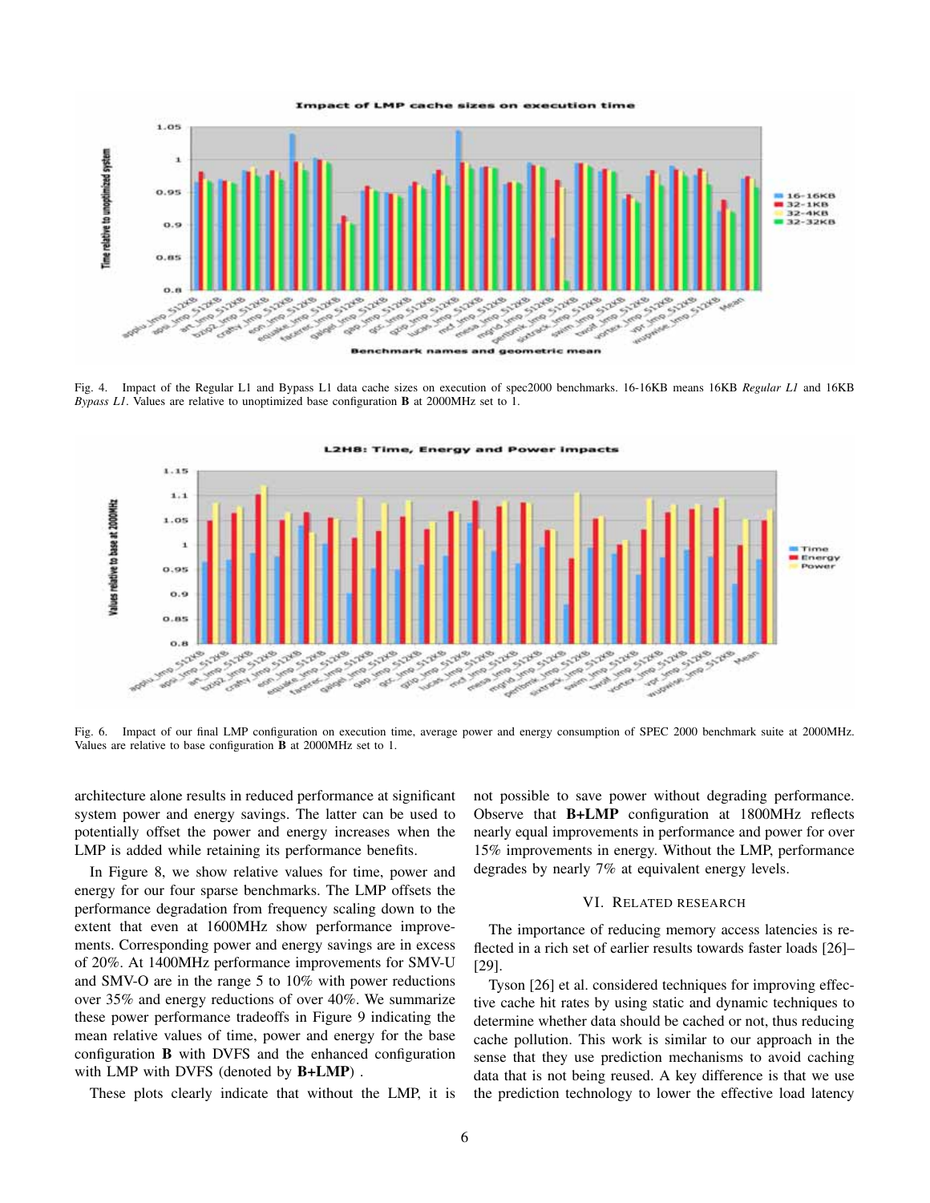Fig. 4. Impact of the Regular L1 and Bypass L1 data cache sizes on execution of spec2000 benchmarks. 16-16KB means 16KB *Regular L1* and 16KB *Bypass L1*. Values are relative to unoptimized base configuration **B** at 2000MHz set to 1.

Fig. 6. Impact of our final LMP configuration on execution time, average power and energy consumption of SPEC 2000 benchmark suite at 2000MHz. Values are relative to base configuration **B** at 2000MHz set to 1.

architecture alone results in reduced performance at significant system power and energy savings. The latter can be used to potentially offset the power and energy increases when the LMP is added while retaining its performance benefits.

In Figure 8, we show relative values for time, power and energy for our four sparse benchmarks. The LMP offsets the performance degradation from frequency scaling down to the extent that even at 1600MHz show performance improvements. Corresponding power and energy savings are in excess of 20%. At 1400MHz performance improvements for SMV-U and SMV-O are in the range 5 to 10% with power reductions over 35% and energy reductions of over 40%. We summarize these power performance tradeoffs in Figure 9 indicating the mean relative values of time, power and energy for the base configuration **B** with DVFS and the enhanced configuration with LMP with DVFS (denoted by **B+LMP**) .

These plots clearly indicate that without the LMP, it is not possible to save power without degrading performance. Observe that **B+LMP** configuration at 1800MHz reflects nearly equal improvements in performance and power for over 15% improvements in energy. Without the LMP, performance degrades by nearly 7% at equivalent energy levels.

## VI. Related research

The importance of reducing memory access latencies is reflected in a rich set of earlier results towards faster loads [26]–[29].

Tyson [26] et al. considered techniques for improving effective cache hit rates by using static and dynamic techniques to determine whether data should be cached or not, thus reducing cache pollution. This work is similar to our approach in the sense that they use prediction mechanisms to avoid caching data that is not being reused. A key difference is that we use the prediction technology to lower the effective load latency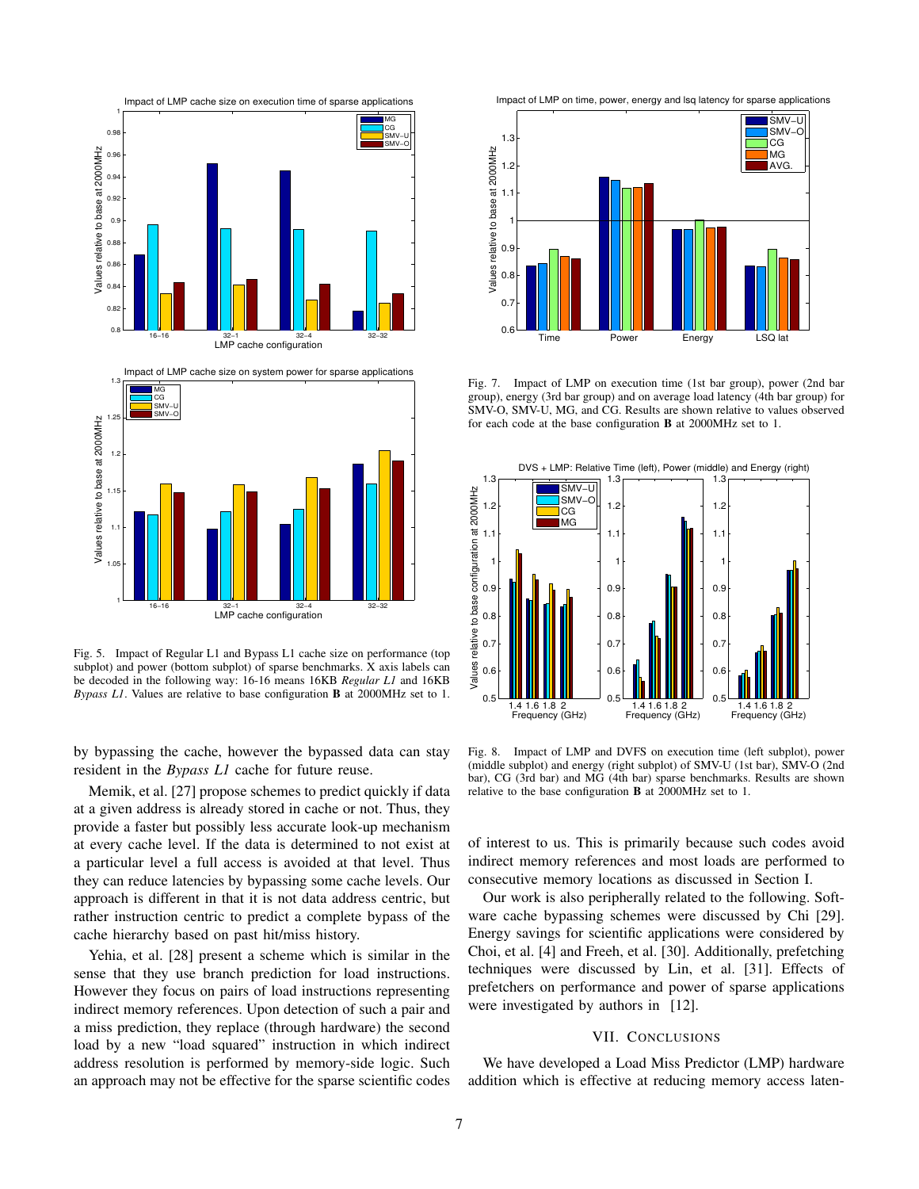Fig. 5. Impact of Regular L1 and Bypass L1 cache size on performance (top subplot) and power (bottom subplot) of sparse benchmarks. X axis labels can be decoded in the following way: 16-16 means 16KB *Regular L1* and 16KB *Bypass L1*. Values are relative to base configuration **B** at 2000MHz set to 1.

Fig. 7. Impact of LMP on execution time (1st bar group), power (2nd bar group), energy (3rd bar group) and on average load latency (4th bar group) for SMV-O, SMV-U, MG, and CG. Results are shown relative to values observed for each code at the base configuration **B** at 2000MHz set to 1.

Fig. 8. Impact of LMP and DVFS on execution time (left subplot), power (middle subplot) and energy (right subplot) of SMV-U (1st bar), SMV-O (2nd bar), CG (3rd bar) and MG (4th bar) sparse benchmarks. Results are shown relative to the base configuration **B** at 2000MHz set to 1.

by bypassing the cache, however the bypassed data can stay resident in the *Bypass L1* cache for future reuse.

Memik, et al. [27] propose schemes to predict quickly if data at a given address is already stored in cache or not. Thus, they provide a faster but possibly less accurate look-up mechanism at every cache level. If the data is determined to not exist at a particular level a full access is avoided at that level. Thus they can reduce latencies by bypassing some cache levels. Our approach is different in that it is not data address centric, but rather instruction centric to predict a complete bypass of the cache hierarchy based on past hit/miss history.

Yehia, et al. [28] present a scheme which is similar in the sense that they use branch prediction for load instructions. However they focus on pairs of load instructions representing indirect memory references. Upon detection of such a pair and a miss prediction, they replace (through hardware) the second load by a new "load squared" instruction in which indirect address resolution is performed by memory-side logic. Such an approach may not be effective for the sparse scientific codes of interest to us. This is primarily because such codes avoid indirect memory references and most loads are performed to consecutive memory locations as discussed in Section I.

Our work is also peripherally related to the following. Software cache bypassing schemes were discussed by Chi [29]. Energy savings for scientific applications were considered by Choi, et al. [4] and Freeh, et al. [30]. Additionally, prefetching techniques were discussed by Lin, et al. [31]. Effects of prefetchers on performance and power of sparse applications were investigated by authors in [12].

## VII. Conclusions

We have developed a Load Miss Predictor (LMP) hardware addition which is effective at reducing memory access laten-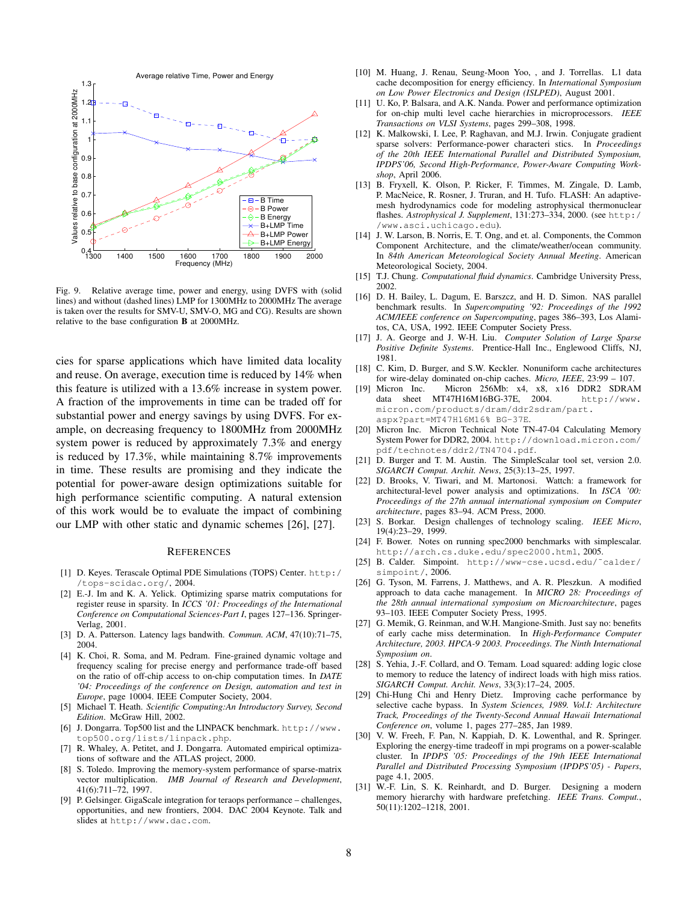Average relative Time, Power and Energy

Values relative to base configuration at 2000MHz

1.3
1.2
1.1
1
0.9
0.8
0.7
0.6
0.5
0.4

1300 1400 1500 1600 1700 1800 1900 2000

Frequency (MHz)

B Time
B Power
B Energy
B+LMP Time
B+LMP Power
B+LMP Energy

Fig. 9. Relative average time, power and energy, using DVFS with (solid lines) and without (dashed lines) LMP for 1300MHz to 2000MHz The average is taken over the results for SMV-U, SMV-O, MG and CG). Results are shown relative to the base configuration **B** at 2000MHz.

cies for sparse applications which have limited data locality and reuse. On average, execution time is reduced by 14% when this feature is utilized with a 13.6% increase in system power. A fraction of the improvements in time can be traded off for substantial power and energy savings by using DVFS. For example, on decreasing frequency to 1800MHz from 2000MHz system power is reduced by approximately 7.3% and energy is reduced by 17.3%, while maintaining 8.7% improvements in time. These results are promising and they indicate the potential for power-aware design optimizations suitable for high performance scientific computing. A natural extension of this work would be to evaluate the impact of combining our LMP with other static and dynamic schemes [26], [27].

## References

[1] D. Keyes. Terascale Optimal PDE Simulations (TOPS) Center. http://tops-scidac.org/, 2004.

[2] E.-J. Im and K. A. Yelick. Optimizing sparse matrix computations for register reuse in sparsity. In *ICCS '01: Proceedings of the International Conference on Computational Sciences-Part I*, pages 127–136. Springer-Verlag, 2001.

[3] D. A. Patterson. Latency lags bandwith. *Commun. ACM*, 47(10):71–75, 2004.

[4] K. Choi, R. Soma, and M. Pedram. Fine-grained dynamic voltage and frequency scaling for precise energy and performance trade-off based on the ratio of off-chip access to on-chip computation times. In *DATE '04: Proceedings of the conference on Design, automation and test in Europe*, page 10004. IEEE Computer Society, 2004.

[5] Michael T. Heath. *Scientific Computing:An Introductory Survey, Second Edition*. McGraw Hill, 2002.

[6] J. Dongarra. Top500 list and the LINPACK benchmark. http://www.top500.org/lists/linpack.php.

[7] R. Whaley, A. Petitet, and J. Dongarra. Automated empirical optimizations of software and the ATLAS project, 2000.

[8] S. Toledo. Improving the memory-system performance of sparse-matrix vector multiplication. *IMB Journal of Research and Development*, 41(6):711–72, 1997.

[9] P. Gelsinger. GigaScale integration for teraops performance – challenges, opportunities, and new frontiers, 2004. DAC 2004 Keynote. Talk and slides at http://www.dac.com.

[10] M. Huang, J. Renau, Seung-Moon Yoo, , and J. Torrellas. L1 data cache decomposition for energy efficiency. In *International Symposium on Low Power Electronics and Design (ISLPED)*, August 2001.

[11] U. Ko, P. Balsara, and A.K. Nanda. Power and performance optimization for on-chip multi level cache hierarchies in microprocessors. *IEEE Transactions on VLSI Systems*, pages 299–308, 1998.

[12] K. Malkowski, I. Lee, P. Raghavan, and M.J. Irwin. Conjugate gradient sparse solvers: Performance-power characteri stics. In *Proceedings of the 20th IEEE International Parallel and Distributed Symposium, IPDPS'06, Second High-Performance, Power-Aware Computing Workshop*, April 2006.

[13] B. Fryxell, K. Olson, P. Ricker, F. Timmes, M. Zingale, D. Lamb, P. MacNeice, R. Rosner, J. Truran, and H. Tufo. FLASH: An adaptive-mesh hydrodynamics code for modeling astrophysical thermonuclear flashes. *Astrophysical J. Supplement*, 131:273–334, 2000. (see http://www.asci.uchicago.edu).

[14] J. W. Larson, B. Norris, E. T. Ong, and et. al. Components, the Common Component Architecture, and the climate/weather/ocean community. In *84th American Meteorological Society Annual Meeting*. American Meteorological Society, 2004.

[15] T.J. Chung. *Computational fluid dynamics*. Cambridge University Press, 2002.

[16] D. H. Bailey, L. Dagum, E. Barszcz, and H. D. Simon. NAS parallel benchmark results. In *Supercomputing '92: Proceedings of the 1992 ACM/IEEE conference on Supercomputing*, pages 386–393, Los Alamitos, CA, USA, 1992. IEEE Computer Society Press.

[17] J. A. George and J. W-H. Liu. *Computer Solution of Large Sparse Positive Definite Systems*. Prentice-Hall Inc., Englewood Cliffs, NJ, 1981.

[18] C. Kim, D. Burger, and S.W. Keckler. Nonuniform cache architectures for wire-delay dominated on-chip caches. *Micro, IEEE*, 23:99 – 107.

[19] Micron Inc. Micron 256Mb: x4, x8, x16 DDR2 SDRAM data sheet MT47H16M16BG-37E, 2004. http://www.micron.com/products/dram/ddr2sdram/part.aspx?part=MT47H16M16% BG-37E.

[20] Micron Inc. Micron Technical Note TN-47-04 Calculating Memory System Power for DDR2, 2004. http://download.micron.com/pdf/technotes/ddr2/TN4704.pdf.

[21] D. Burger and T. M. Austin. The SimpleScalar tool set, version 2.0. *SIGARCH Comput. Archit. News*, 25(3):13–25, 1997.

[22] D. Brooks, V. Tiwari, and M. Martonosi. Wattch: a framework for architectural-level power analysis and optimizations. In *ISCA '00: Proceedings of the 27th annual international symposium on Computer architecture*, pages 83–94. ACM Press, 2000.

[23] S. Borkar. Design challenges of technology scaling. *IEEE Micro*, 19(4):23–29, 1999.

[24] F. Bower. Notes on running spec2000 benchmarks with simplescalar. http://arch.cs.duke.edu/spec2000.html, 2005.

[25] B. Calder. Simpoint. http://www-cse.ucsd.edu/~calder/simpoint/, 2006.

[26] G. Tyson, M. Farrens, J. Matthews, and A. R. Pleszkun. A modified approach to data cache management. In *MICRO 28: Proceedings of the 28th annual international symposium on Microarchitecture*, pages 93–103. IEEE Computer Society Press, 1995.

[27] G. Memik, G. Reinman, and W.H. Mangione-Smith. Just say no: benefits of early cache miss determination. In *High-Performance Computer Architecture, 2003. HPCA-9 2003. Proceedings. The Ninth International Symposium on*.

[28] S. Yehia, J.-F. Collard, and O. Temam. Load squared: adding logic close to memory to reduce the latency of indirect loads with high miss ratios. *SIGARCH Comput. Archit. News*, 33(3):17–24, 2005.

[29] Chi-Hung Chi and Henry Dietz. Improving cache performance by selective cache bypass. In *System Sciences, 1989. Vol.I: Architecture Track, Proceedings of the Twenty-Second Annual Hawaii International Conference on*, volume 1, pages 277–285, Jan 1989.

[30] V. W. Freeh, F. Pan, N. Kappiah, D. K. Lowenthal, and R. Springer. Exploring the energy-time tradeoff in mpi programs on a power-scalable cluster. In *IPDPS '05: Proceedings of the 19th IEEE International Parallel and Distributed Processing Symposium (IPDPS'05) - Papers*, page 4.1, 2005.

[31] W.-F. Lin, S. K. Reinhardt, and D. Burger. Designing a modern memory hierarchy with hardware prefetching. *IEEE Trans. Comput.*, 50(11):1202–1218, 2001.